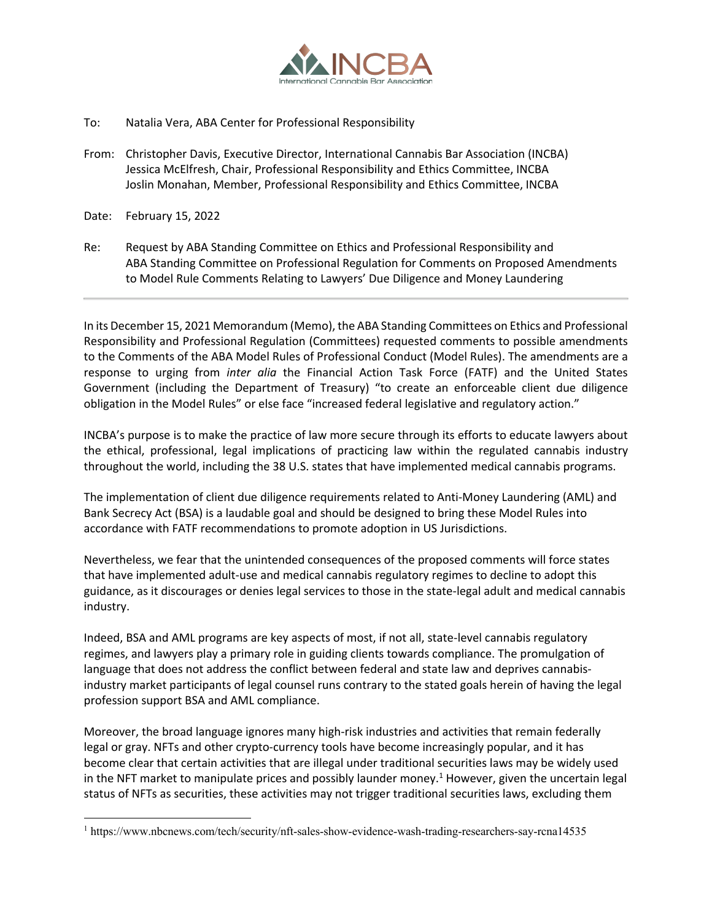INCBA

International Cannabis Bar Association

To: Natalia Vera, ABA Center for Professional Responsibility

From: Christopher Davis, Executive Director, International Cannabis Bar Association (INCBA)
Jessica McElfresh, Chair, Professional Responsibility and Ethics Committee, INCBA
Joslin Monahan, Member, Professional Responsibility and Ethics Committee, INCBA

Date: February 15, 2022

Re: Request by ABA Standing Committee on Ethics and Professional Responsibility and ABA Standing Committee on Professional Regulation for Comments on Proposed Amendments to Model Rule Comments Relating to Lawyers' Due Diligence and Money Laundering

---

In its December 15, 2021 Memorandum (Memo), the ABA Standing Committees on Ethics and Professional Responsibility and Professional Regulation (Committees) requested comments to possible amendments to the Comments of the ABA Model Rules of Professional Conduct (Model Rules). The amendments are a response to urging from *inter alia* the Financial Action Task Force (FATF) and the United States Government (including the Department of Treasury) "to create an enforceable client due diligence obligation in the Model Rules" or else face "increased federal legislative and regulatory action."

INCBA's purpose is to make the practice of law more secure through its efforts to educate lawyers about the ethical, professional, legal implications of practicing law within the regulated cannabis industry throughout the world, including the 38 U.S. states that have implemented medical cannabis programs.

The implementation of client due diligence requirements related to Anti-Money Laundering (AML) and Bank Secrecy Act (BSA) is a laudable goal and should be designed to bring these Model Rules into accordance with FATF recommendations to promote adoption in US Jurisdictions.

Nevertheless, we fear that the unintended consequences of the proposed comments will force states that have implemented adult-use and medical cannabis regulatory regimes to decline to adopt this guidance, as it discourages or denies legal services to those in the state-legal adult and medical cannabis industry.

Indeed, BSA and AML programs are key aspects of most, if not all, state-level cannabis regulatory regimes, and lawyers play a primary role in guiding clients towards compliance. The promulgation of language that does not address the conflict between federal and state law and deprives cannabis-industry market participants of legal counsel runs contrary to the stated goals herein of having the legal profession support BSA and AML compliance.

Moreover, the broad language ignores many high-risk industries and activities that remain federally legal or gray. NFTs and other crypto-currency tools have become increasingly popular, and it has become clear that certain activities that are illegal under traditional securities laws may be widely used in the NFT market to manipulate prices and possibly launder money.[1] However, given the uncertain legal status of NFTs as securities, these activities may not trigger traditional securities laws, excluding them

[1] https://www.nbcnews.com/tech/security/nft-sales-show-evidence-wash-trading-researchers-say-rcna14535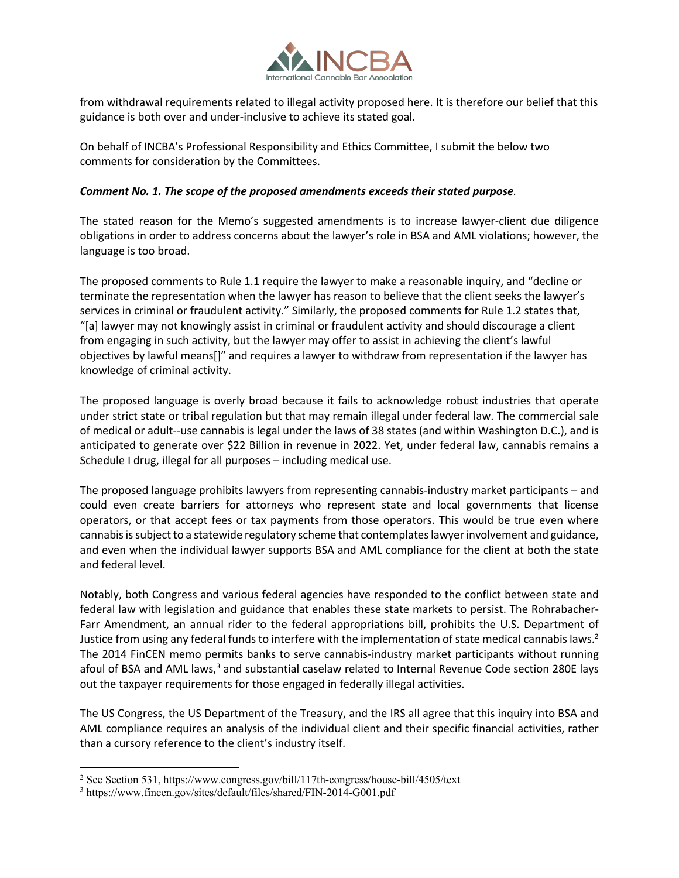from withdrawal requirements related to illegal activity proposed here. It is therefore our belief that this guidance is both over and under-inclusive to achieve its stated goal.

On behalf of INCBA's Professional Responsibility and Ethics Committee, I submit the below two comments for consideration by the Committees.

***Comment No. 1. The scope of the proposed amendments exceeds their stated purpose.***

The stated reason for the Memo's suggested amendments is to increase lawyer-client due diligence obligations in order to address concerns about the lawyer's role in BSA and AML violations; however, the language is too broad.

The proposed comments to Rule 1.1 require the lawyer to make a reasonable inquiry, and "decline or terminate the representation when the lawyer has reason to believe that the client seeks the lawyer's services in criminal or fraudulent activity." Similarly, the proposed comments for Rule 1.2 states that, "[a] lawyer may not knowingly assist in criminal or fraudulent activity and should discourage a client from engaging in such activity, but the lawyer may offer to assist in achieving the client's lawful objectives by lawful means[]" and requires a lawyer to withdraw from representation if the lawyer has knowledge of criminal activity.

The proposed language is overly broad because it fails to acknowledge robust industries that operate under strict state or tribal regulation but that may remain illegal under federal law. The commercial sale of medical or adult--use cannabis is legal under the laws of 38 states (and within Washington D.C.), and is anticipated to generate over $22 Billion in revenue in 2022. Yet, under federal law, cannabis remains a Schedule I drug, illegal for all purposes – including medical use.

The proposed language prohibits lawyers from representing cannabis-industry market participants – and could even create barriers for attorneys who represent state and local governments that license operators, or that accept fees or tax payments from those operators. This would be true even where cannabis is subject to a statewide regulatory scheme that contemplates lawyer involvement and guidance, and even when the individual lawyer supports BSA and AML compliance for the client at both the state and federal level.

Notably, both Congress and various federal agencies have responded to the conflict between state and federal law with legislation and guidance that enables these state markets to persist. The Rohrabacher-Farr Amendment, an annual rider to the federal appropriations bill, prohibits the U.S. Department of Justice from using any federal funds to interfere with the implementation of state medical cannabis laws.[2] The 2014 FinCEN memo permits banks to serve cannabis-industry market participants without running afoul of BSA and AML laws,[3] and substantial caselaw related to Internal Revenue Code section 280E lays out the taxpayer requirements for those engaged in federally illegal activities.

The US Congress, the US Department of the Treasury, and the IRS all agree that this inquiry into BSA and AML compliance requires an analysis of the individual client and their specific financial activities, rather than a cursory reference to the client's industry itself.

---

[2] See Section 531, https://www.congress.gov/bill/117th-congress/house-bill/4505/text

[3] https://www.fincen.gov/sites/default/files/shared/FIN-2014-G001.pdf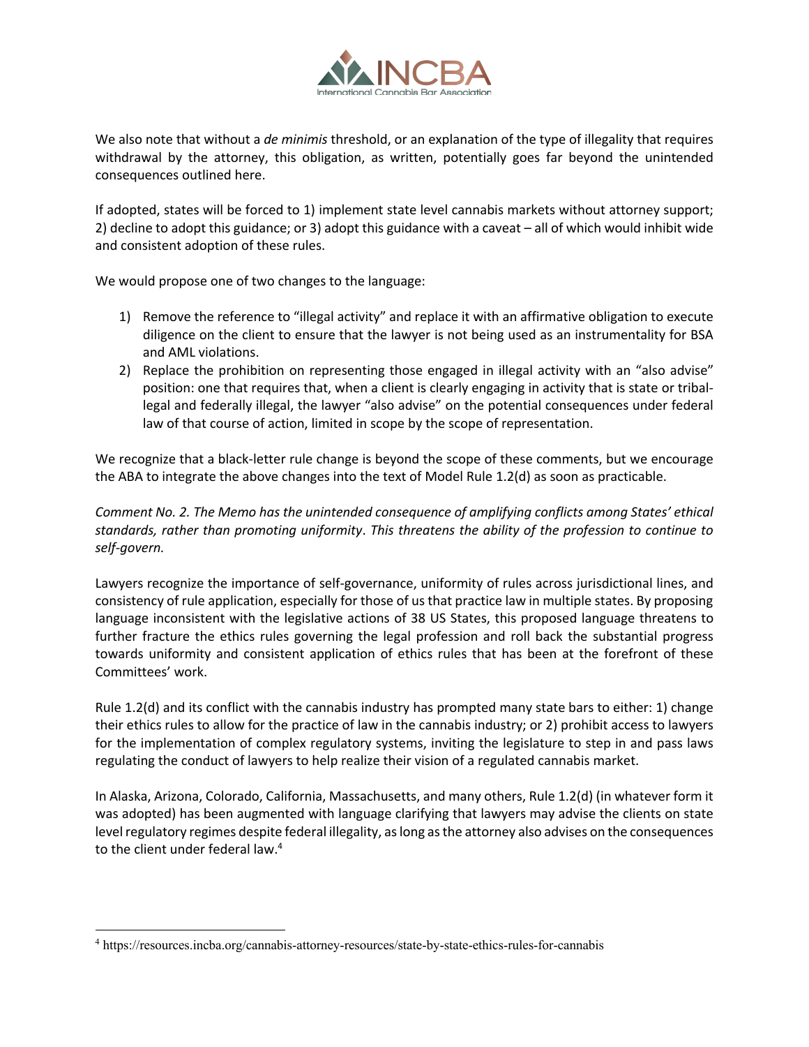We also note that without a *de minimis* threshold, or an explanation of the type of illegality that requires withdrawal by the attorney, this obligation, as written, potentially goes far beyond the unintended consequences outlined here.

If adopted, states will be forced to 1) implement state level cannabis markets without attorney support; 2) decline to adopt this guidance; or 3) adopt this guidance with a caveat – all of which would inhibit wide and consistent adoption of these rules.

We would propose one of two changes to the language:

1) Remove the reference to "illegal activity" and replace it with an affirmative obligation to execute diligence on the client to ensure that the lawyer is not being used as an instrumentality for BSA and AML violations.
2) Replace the prohibition on representing those engaged in illegal activity with an "also advise" position: one that requires that, when a client is clearly engaging in activity that is state or tribal-legal and federally illegal, the lawyer "also advise" on the potential consequences under federal law of that course of action, limited in scope by the scope of representation.

We recognize that a black-letter rule change is beyond the scope of these comments, but we encourage the ABA to integrate the above changes into the text of Model Rule 1.2(d) as soon as practicable.

*Comment No. 2. The Memo has the unintended consequence of amplifying conflicts among States' ethical standards, rather than promoting uniformity. This threatens the ability of the profession to continue to self-govern.*

Lawyers recognize the importance of self-governance, uniformity of rules across jurisdictional lines, and consistency of rule application, especially for those of us that practice law in multiple states. By proposing language inconsistent with the legislative actions of 38 US States, this proposed language threatens to further fracture the ethics rules governing the legal profession and roll back the substantial progress towards uniformity and consistent application of ethics rules that has been at the forefront of these Committees' work.

Rule 1.2(d) and its conflict with the cannabis industry has prompted many state bars to either: 1) change their ethics rules to allow for the practice of law in the cannabis industry; or 2) prohibit access to lawyers for the implementation of complex regulatory systems, inviting the legislature to step in and pass laws regulating the conduct of lawyers to help realize their vision of a regulated cannabis market.

In Alaska, Arizona, Colorado, California, Massachusetts, and many others, Rule 1.2(d) (in whatever form it was adopted) has been augmented with language clarifying that lawyers may advise the clients on state level regulatory regimes despite federal illegality, as long as the attorney also advises on the consequences to the client under federal law.[4]

---

[4] https://resources.incba.org/cannabis-attorney-resources/state-by-state-ethics-rules-for-cannabis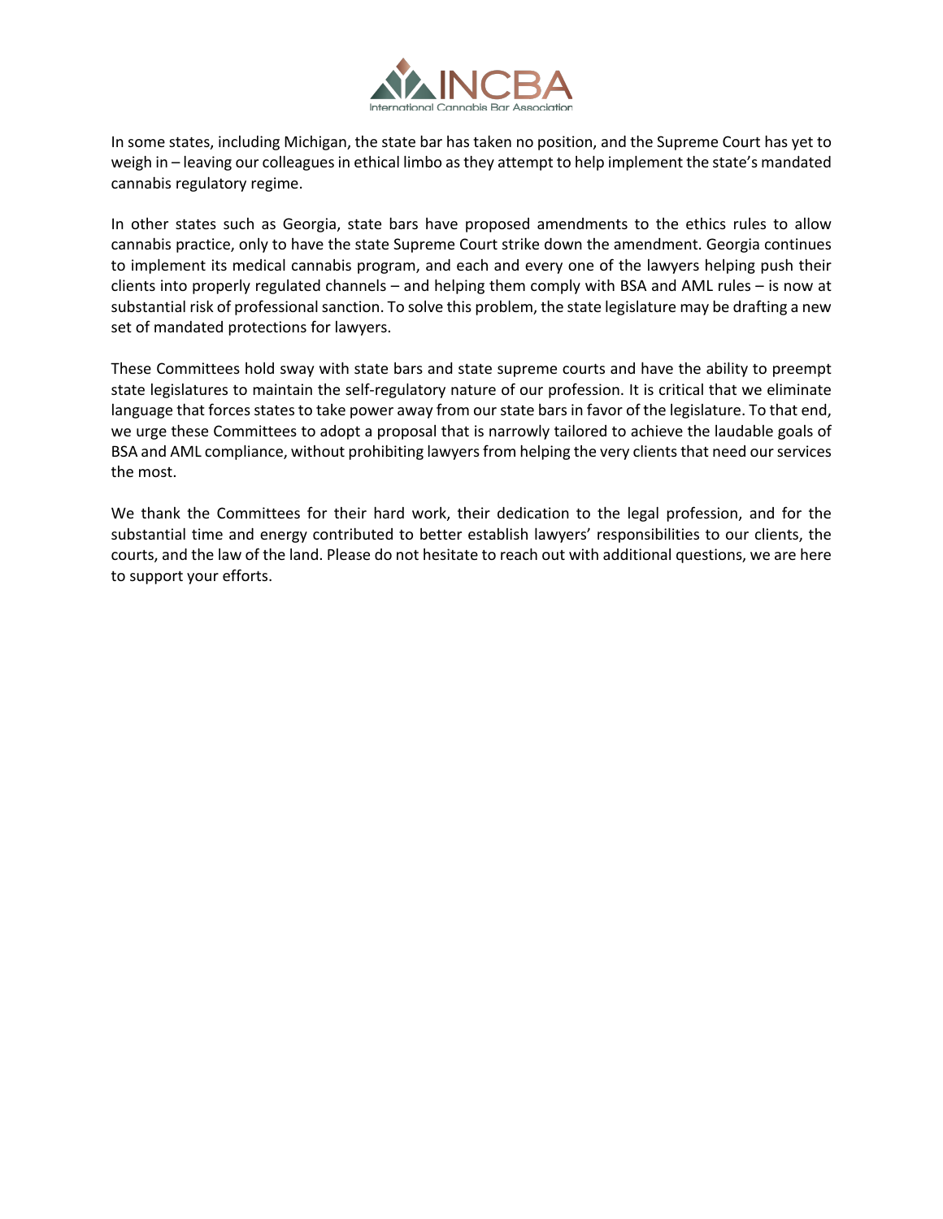In some states, including Michigan, the state bar has taken no position, and the Supreme Court has yet to weigh in – leaving our colleagues in ethical limbo as they attempt to help implement the state's mandated cannabis regulatory regime.

In other states such as Georgia, state bars have proposed amendments to the ethics rules to allow cannabis practice, only to have the state Supreme Court strike down the amendment. Georgia continues to implement its medical cannabis program, and each and every one of the lawyers helping push their clients into properly regulated channels – and helping them comply with BSA and AML rules – is now at substantial risk of professional sanction. To solve this problem, the state legislature may be drafting a new set of mandated protections for lawyers.

These Committees hold sway with state bars and state supreme courts and have the ability to preempt state legislatures to maintain the self-regulatory nature of our profession. It is critical that we eliminate language that forces states to take power away from our state bars in favor of the legislature. To that end, we urge these Committees to adopt a proposal that is narrowly tailored to achieve the laudable goals of BSA and AML compliance, without prohibiting lawyers from helping the very clients that need our services the most.

We thank the Committees for their hard work, their dedication to the legal profession, and for the substantial time and energy contributed to better establish lawyers' responsibilities to our clients, the courts, and the law of the land. Please do not hesitate to reach out with additional questions, we are here to support your efforts.